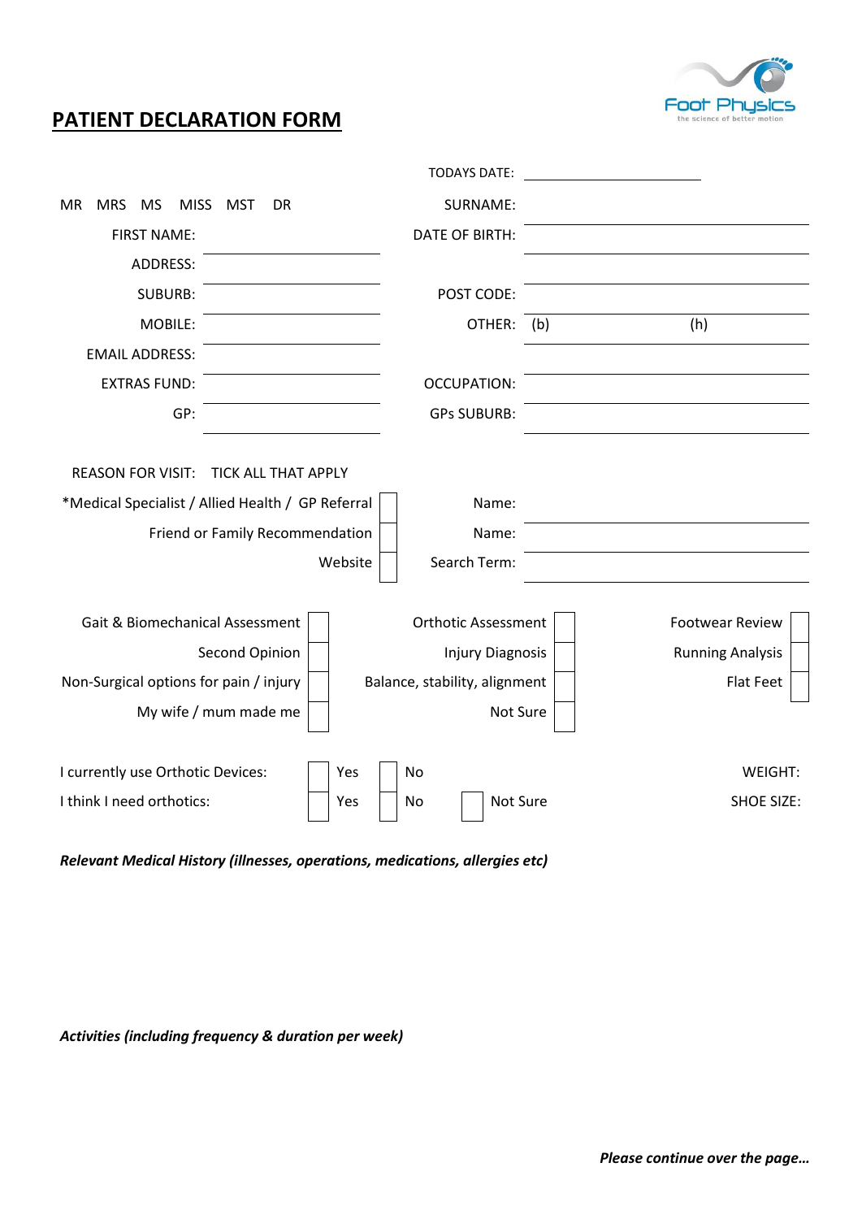# PATIENT DECLARATION FORM

Foot Physics
the science of better motion

TODAYS DATE: \_\_\_\_\_\_\_\_\_\_\_\_\_\_\_\_\_\_\_\_

MR MRS MS MISS MST DR

| | | | |
|---|---|---|---|
| | | SURNAME: | |
| FIRST NAME: | | DATE OF BIRTH: | |
| ADDRESS: | | | |
| SUBURB: | | POST CODE: | |
| MOBILE: | | OTHER: | (b) (h) |
| EMAIL ADDRESS: | | | |
| EXTRAS FUND: | | OCCUPATION: | |
| GP: | | GPs SUBURB: | |

REASON FOR VISIT: TICK ALL THAT APPLY

| | | | |
|---|---|---|---|
| *Medical Specialist / Allied Health / GP Referral | ☐ | Name: | |
| Friend or Family Recommendation | ☐ | Name: | |
| Website | ☐ | Search Term: | |

| | | | | | |
|---|---|---|---|---|---|
| Gait & Biomechanical Assessment | ☐ | Orthotic Assessment | ☐ | Footwear Review | ☐ |
| Second Opinion | ☐ | Injury Diagnosis | ☐ | Running Analysis | ☐ |
| Non-Surgical options for pain / injury | ☐ | Balance, stability, alignment | ☐ | Flat Feet | ☐ |
| My wife / mum made me | ☐ | Not Sure | ☐ | | |

I currently use Orthotic Devices: ☐ Yes ☐ No &nbsp;&nbsp;&nbsp;&nbsp; WEIGHT:

I think I need orthotics: ☐ Yes ☐ No ☐ Not Sure &nbsp;&nbsp;&nbsp;&nbsp; SHOE SIZE:

***Relevant Medical History (illnesses, operations, medications, allergies etc)***

***Activities (including frequency & duration per week)***

***Please continue over the page…***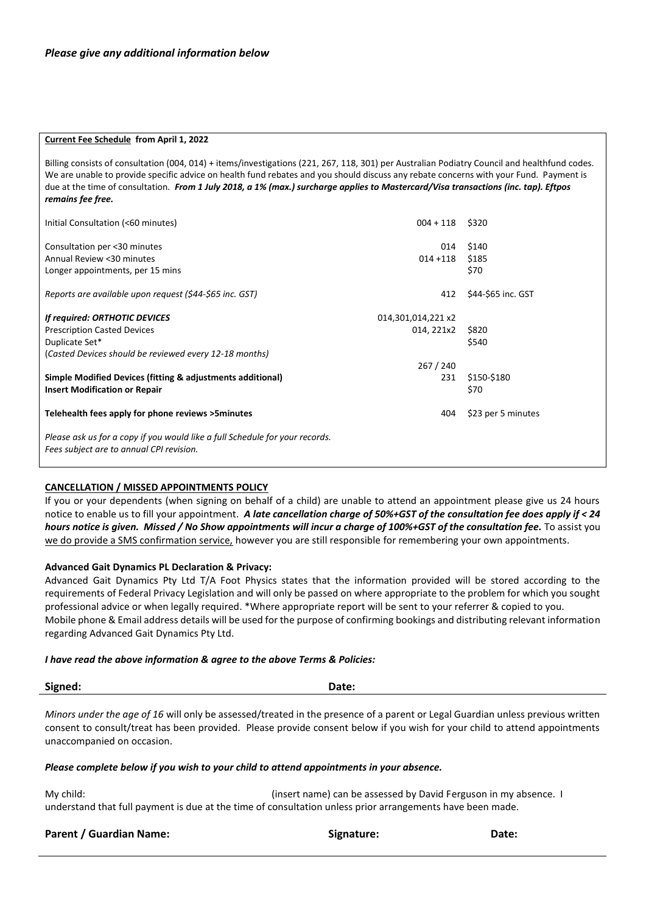***Please give any additional information below***

**Current Fee Schedule from April 1, 2022**

Billing consists of consultation (004, 014) + items/investigations (221, 267, 118, 301) per Australian Podiatry Council and healthfund codes. We are unable to provide specific advice on health fund rebates and you should discuss any rebate concerns with your Fund. Payment is due at the time of consultation. ***From 1 July 2018, a 1% (max.) surcharge applies to Mastercard/Visa transactions (inc. tap). Eftpos remains fee free.***

| | | |
|---|---|---|
| Initial Consultation (<60 minutes) | 004 + 118 | $320 |
| Consultation per <30 minutes | 014 | $140 |
| Annual Review <30 minutes | 014 +118 | $185 |
| Longer appointments, per 15 mins | | $70 |
| *Reports are available upon request ($44-$65 inc. GST)* | 412 | $44-$65 inc. GST |
| ***If required: ORTHOTIC DEVICES*** | 014,301,014,221 x2 | |
| Prescription Casted Devices | 014, 221x2 | $820 |
| Duplicate Set* | | $540 |
| (*Casted Devices should be reviewed every 12-18 months)* | | |
| | 267 / 240 | |
| **Simple Modified Devices (fitting & adjustments additional)** | 231 | $150-$180 |
| **Insert Modification or Repair** | | $70 |
| **Telehealth fees apply for phone reviews >5minutes** | 404 | $23 per 5 minutes |

*Please ask us for a copy if you would like a full Schedule for your records.*
*Fees subject are to annual CPI revision.*

**CANCELLATION / MISSED APPOINTMENTS POLICY**

If you or your dependents (when signing on behalf of a child) are unable to attend an appointment please give us 24 hours notice to enable us to fill your appointment. ***A late cancellation charge of 50%+GST of the consultation fee does apply if < 24 hours notice is given. Missed / No Show appointments will incur a charge of 100%+GST of the consultation fee.*** To assist you we do provide a SMS confirmation service, however you are still responsible for remembering your own appointments.

**Advanced Gait Dynamics PL Declaration & Privacy:**

Advanced Gait Dynamics Pty Ltd T/A Foot Physics states that the information provided will be stored according to the requirements of Federal Privacy Legislation and will only be passed on where appropriate to the problem for which you sought professional advice or when legally required. *Where appropriate report will be sent to your referrer & copied to you.
Mobile phone & Email address details will be used for the purpose of confirming bookings and distributing relevant information regarding Advanced Gait Dynamics Pty Ltd.

***I have read the above information & agree to the above Terms & Policies:***

**Signed:** **Date:**

*Minors under the age of 16* will only be assessed/treated in the presence of a parent or Legal Guardian unless previous written consent to consult/treat has been provided. Please provide consent below if you wish for your child to attend appointments unaccompanied on occasion.

***Please complete below if you wish to your child to attend appointments in your absence.***

My child: (insert name) can be assessed by David Ferguson in my absence. I understand that full payment is due at the time of consultation unless prior arrangements have been made.

**Parent / Guardian Name:** **Signature:** **Date:**